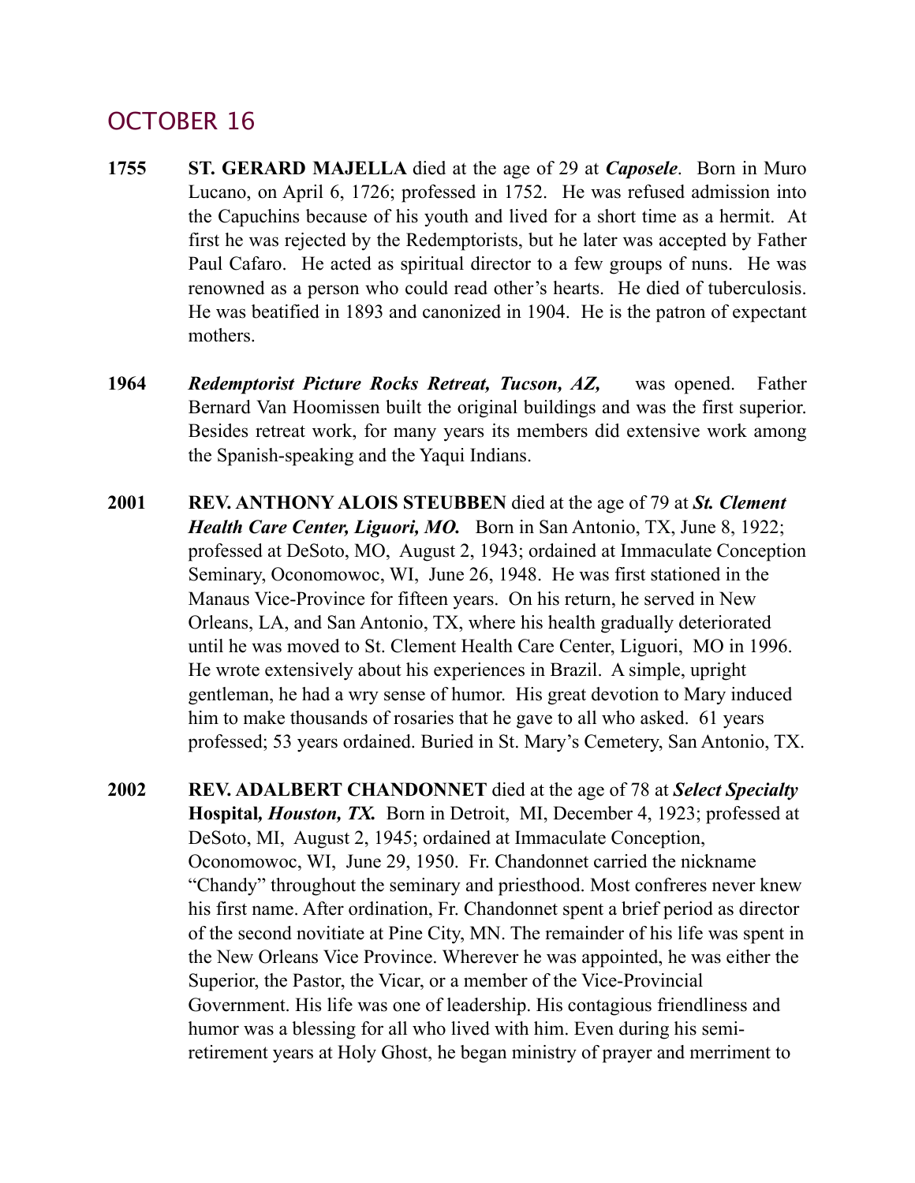# OCTOBER 16

**1755** **ST. GERARD MAJELLA** died at the age of 29 at ***Caposele***. Born in Muro Lucano, on April 6, 1726; professed in 1752. He was refused admission into the Capuchins because of his youth and lived for a short time as a hermit. At first he was rejected by the Redemptorists, but he later was accepted by Father Paul Cafaro. He acted as spiritual director to a few groups of nuns. He was renowned as a person who could read other's hearts. He died of tuberculosis. He was beatified in 1893 and canonized in 1904. He is the patron of expectant mothers.

**1964** ***Redemptorist Picture Rocks Retreat, Tucson, AZ,*** was opened. Father Bernard Van Hoomissen built the original buildings and was the first superior. Besides retreat work, for many years its members did extensive work among the Spanish-speaking and the Yaqui Indians.

**2001** **REV. ANTHONY ALOIS STEUBBEN** died at the age of 79 at ***St. Clement Health Care Center, Liguori, MO.*** Born in San Antonio, TX, June 8, 1922; professed at DeSoto, MO, August 2, 1943; ordained at Immaculate Conception Seminary, Oconomowoc, WI, June 26, 1948. He was first stationed in the Manaus Vice-Province for fifteen years. On his return, he served in New Orleans, LA, and San Antonio, TX, where his health gradually deteriorated until he was moved to St. Clement Health Care Center, Liguori, MO in 1996. He wrote extensively about his experiences in Brazil. A simple, upright gentleman, he had a wry sense of humor. His great devotion to Mary induced him to make thousands of rosaries that he gave to all who asked. 61 years professed; 53 years ordained. Buried in St. Mary's Cemetery, San Antonio, TX.

**2002** **REV. ADALBERT CHANDONNET** died at the age of 78 at ***Select Specialty*** **Hospital*, Houston, TX.*** Born in Detroit, MI, December 4, 1923; professed at DeSoto, MI, August 2, 1945; ordained at Immaculate Conception, Oconomowoc, WI, June 29, 1950. Fr. Chandonnet carried the nickname "Chandy" throughout the seminary and priesthood. Most confreres never knew his first name. After ordination, Fr. Chandonnet spent a brief period as director of the second novitiate at Pine City, MN. The remainder of his life was spent in the New Orleans Vice Province. Wherever he was appointed, he was either the Superior, the Pastor, the Vicar, or a member of the Vice-Provincial Government. His life was one of leadership. His contagious friendliness and humor was a blessing for all who lived with him. Even during his semi-retirement years at Holy Ghost, he began ministry of prayer and merriment to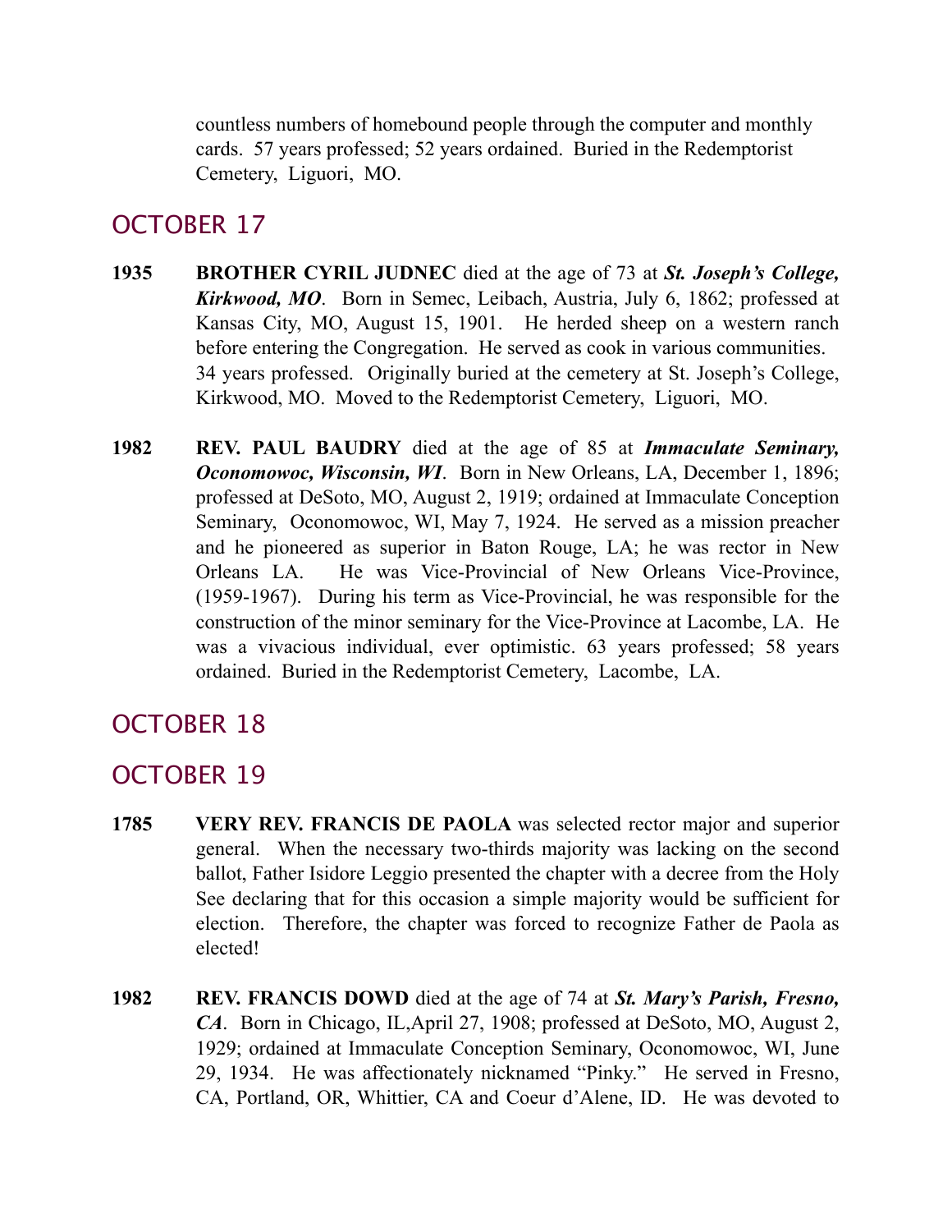countless numbers of homebound people through the computer and monthly cards. 57 years professed; 52 years ordained. Buried in the Redemptorist Cemetery, Liguori, MO.

## OCTOBER 17

**1935** **BROTHER CYRIL JUDNEC** died at the age of 73 at ***St. Joseph's College, Kirkwood, MO***. Born in Semec, Leibach, Austria, July 6, 1862; professed at Kansas City, MO, August 15, 1901. He herded sheep on a western ranch before entering the Congregation. He served as cook in various communities. 34 years professed. Originally buried at the cemetery at St. Joseph's College, Kirkwood, MO. Moved to the Redemptorist Cemetery, Liguori, MO.

**1982** **REV. PAUL BAUDRY** died at the age of 85 at ***Immaculate Seminary, Oconomowoc, Wisconsin, WI***. Born in New Orleans, LA, December 1, 1896; professed at DeSoto, MO, August 2, 1919; ordained at Immaculate Conception Seminary, Oconomowoc, WI, May 7, 1924. He served as a mission preacher and he pioneered as superior in Baton Rouge, LA; he was rector in New Orleans LA. He was Vice-Provincial of New Orleans Vice-Province, (1959-1967). During his term as Vice-Provincial, he was responsible for the construction of the minor seminary for the Vice-Province at Lacombe, LA. He was a vivacious individual, ever optimistic. 63 years professed; 58 years ordained. Buried in the Redemptorist Cemetery, Lacombe, LA.

## OCTOBER 18

## OCTOBER 19

**1785** **VERY REV. FRANCIS DE PAOLA** was selected rector major and superior general. When the necessary two-thirds majority was lacking on the second ballot, Father Isidore Leggio presented the chapter with a decree from the Holy See declaring that for this occasion a simple majority would be sufficient for election. Therefore, the chapter was forced to recognize Father de Paola as elected!

**1982** **REV. FRANCIS DOWD** died at the age of 74 at ***St. Mary's Parish, Fresno, CA***. Born in Chicago, IL,April 27, 1908; professed at DeSoto, MO, August 2, 1929; ordained at Immaculate Conception Seminary, Oconomowoc, WI, June 29, 1934. He was affectionately nicknamed "Pinky." He served in Fresno, CA, Portland, OR, Whittier, CA and Coeur d'Alene, ID. He was devoted to